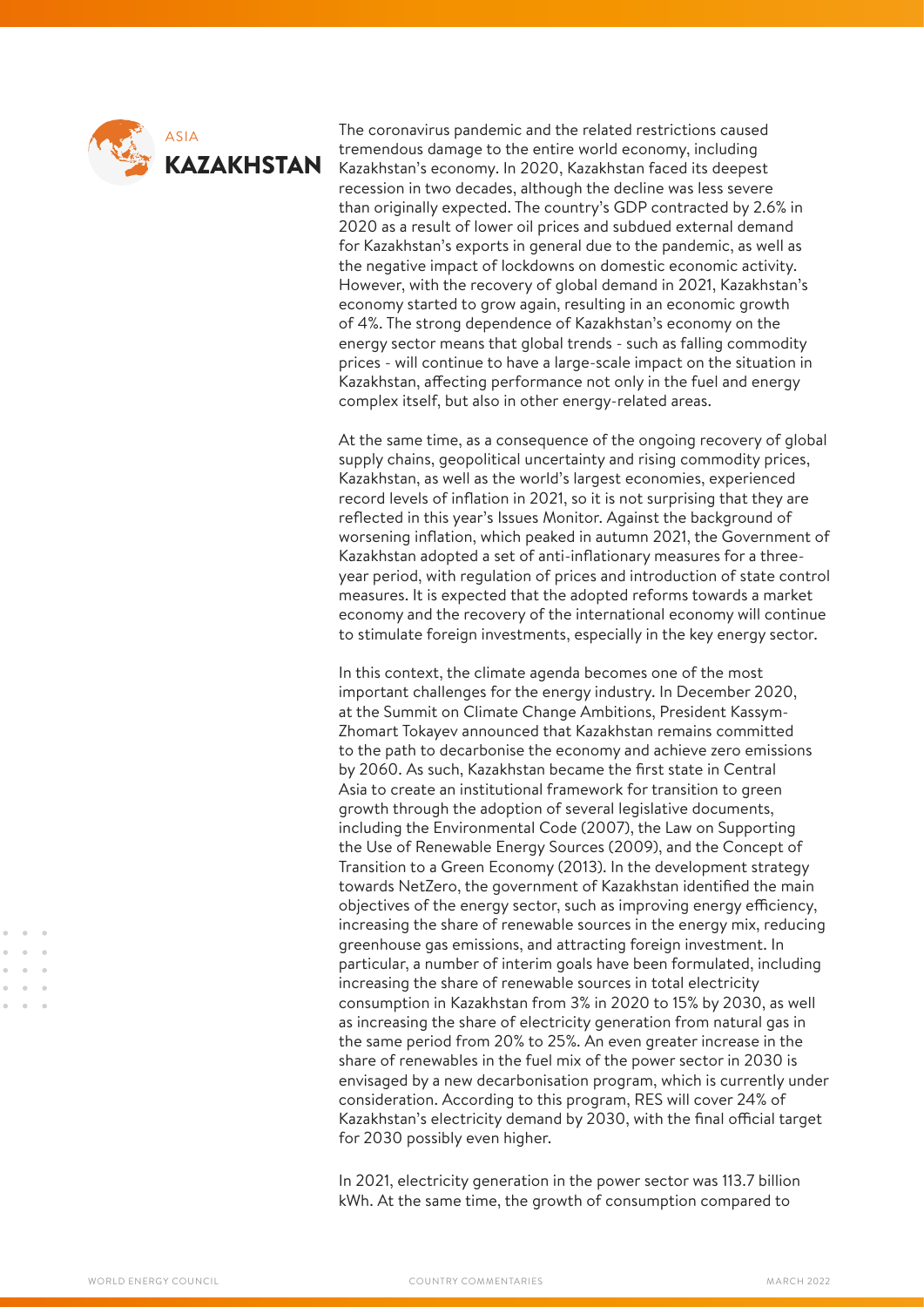ASIA

# KAZAKHSTAN

The coronavirus pandemic and the related restrictions caused tremendous damage to the entire world economy, including Kazakhstan's economy. In 2020, Kazakhstan faced its deepest recession in two decades, although the decline was less severe than originally expected. The country's GDP contracted by 2.6% in 2020 as a result of lower oil prices and subdued external demand for Kazakhstan's exports in general due to the pandemic, as well as the negative impact of lockdowns on domestic economic activity. However, with the recovery of global demand in 2021, Kazakhstan's economy started to grow again, resulting in an economic growth of 4%. The strong dependence of Kazakhstan's economy on the energy sector means that global trends - such as falling commodity prices - will continue to have a large-scale impact on the situation in Kazakhstan, affecting performance not only in the fuel and energy complex itself, but also in other energy-related areas.

At the same time, as a consequence of the ongoing recovery of global supply chains, geopolitical uncertainty and rising commodity prices, Kazakhstan, as well as the world's largest economies, experienced record levels of inflation in 2021, so it is not surprising that they are reflected in this year's Issues Monitor. Against the background of worsening inflation, which peaked in autumn 2021, the Government of Kazakhstan adopted a set of anti-inflationary measures for a three-year period, with regulation of prices and introduction of state control measures. It is expected that the adopted reforms towards a market economy and the recovery of the international economy will continue to stimulate foreign investments, especially in the key energy sector.

In this context, the climate agenda becomes one of the most important challenges for the energy industry. In December 2020, at the Summit on Climate Change Ambitions, President Kassym-Zhomart Tokayev announced that Kazakhstan remains committed to the path to decarbonise the economy and achieve zero emissions by 2060. As such, Kazakhstan became the first state in Central Asia to create an institutional framework for transition to green growth through the adoption of several legislative documents, including the Environmental Code (2007), the Law on Supporting the Use of Renewable Energy Sources (2009), and the Concept of Transition to a Green Economy (2013). In the development strategy towards NetZero, the government of Kazakhstan identified the main objectives of the energy sector, such as improving energy efficiency, increasing the share of renewable sources in the energy mix, reducing greenhouse gas emissions, and attracting foreign investment. In particular, a number of interim goals have been formulated, including increasing the share of renewable sources in total electricity consumption in Kazakhstan from 3% in 2020 to 15% by 2030, as well as increasing the share of electricity generation from natural gas in the same period from 20% to 25%. An even greater increase in the share of renewables in the fuel mix of the power sector in 2030 is envisaged by a new decarbonisation program, which is currently under consideration. According to this program, RES will cover 24% of Kazakhstan's electricity demand by 2030, with the final official target for 2030 possibly even higher.

In 2021, electricity generation in the power sector was 113.7 billion kWh. At the same time, the growth of consumption compared to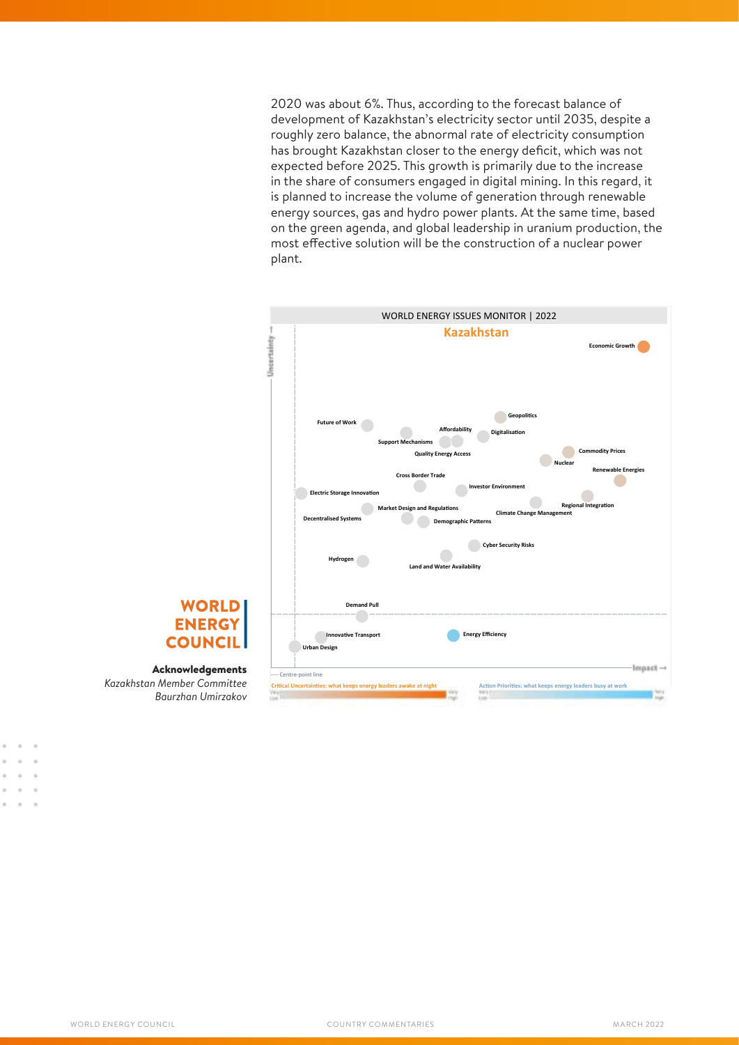2020 was about 6%. Thus, according to the forecast balance of development of Kazakhstan's electricity sector until 2035, despite a roughly zero balance, the abnormal rate of electricity consumption has brought Kazakhstan closer to the energy deficit, which was not expected before 2025. This growth is primarily due to the increase in the share of consumers engaged in digital mining. In this regard, it is planned to increase the volume of generation through renewable energy sources, gas and hydro power plants. At the same time, based on the green agenda, and global leadership in uranium production, the most effective solution will be the construction of a nuclear power plant.

WORLD ENERGY ISSUES MONITOR | 2022

Kazakhstan

Uncertainty →

Economic Growth
Geopolitics
Future of Work
Affordability
Digitalisation
Support Mechanisms
Quality Energy Access
Commodity Prices
Nuclear
Renewable Energies
Cross Border Trade
Investor Environment
Electric Storage Innovation
Regional Integration
Market Design and Regulations
Climate Change Management
Decentralised Systems
Demographic Patterns
Cyber Security Risks
Hydrogen
Land and Water Availability
Demand Pull
Innovative Transport
Energy Efficiency
Urban Design

Impact →

---- Centre-point line

Critical Uncertainties: what keeps energy leaders awake at night

Action Priorities: what keeps energy leaders busy at work

**WORLD ENERGY COUNCIL**

**Acknowledgements**

*Kazakhstan Member Committee*

*Baurzhan Umirzakov*